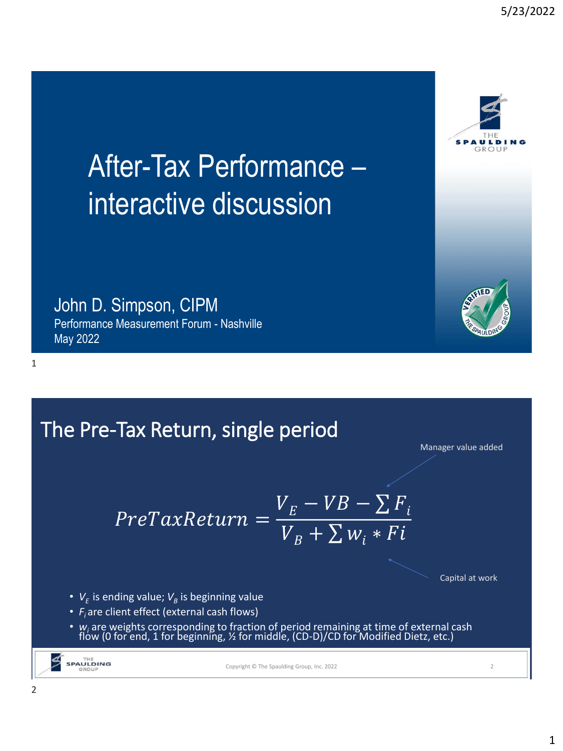# After-Tax Performance – interactive discussion

John D. Simpson, CIPM

Performance Measurement Forum - Nashville

May 2022

## The Pre-Tax Return, single period

Manager value added

$$PreTaxReturn = \frac{V_E - VB - \sum F_i}{V_B + \sum w_i * Fi}$$

Capital at work

- $V_E$ is ending value; $V_B$ is beginning value
- $F_i$ are client effect (external cash flows)
- $w_i$ are weights corresponding to fraction of period remaining at time of external cash flow (0 for end, 1 for beginning, ½ for middle, (CD-D)/CD for Modified Dietz, etc.)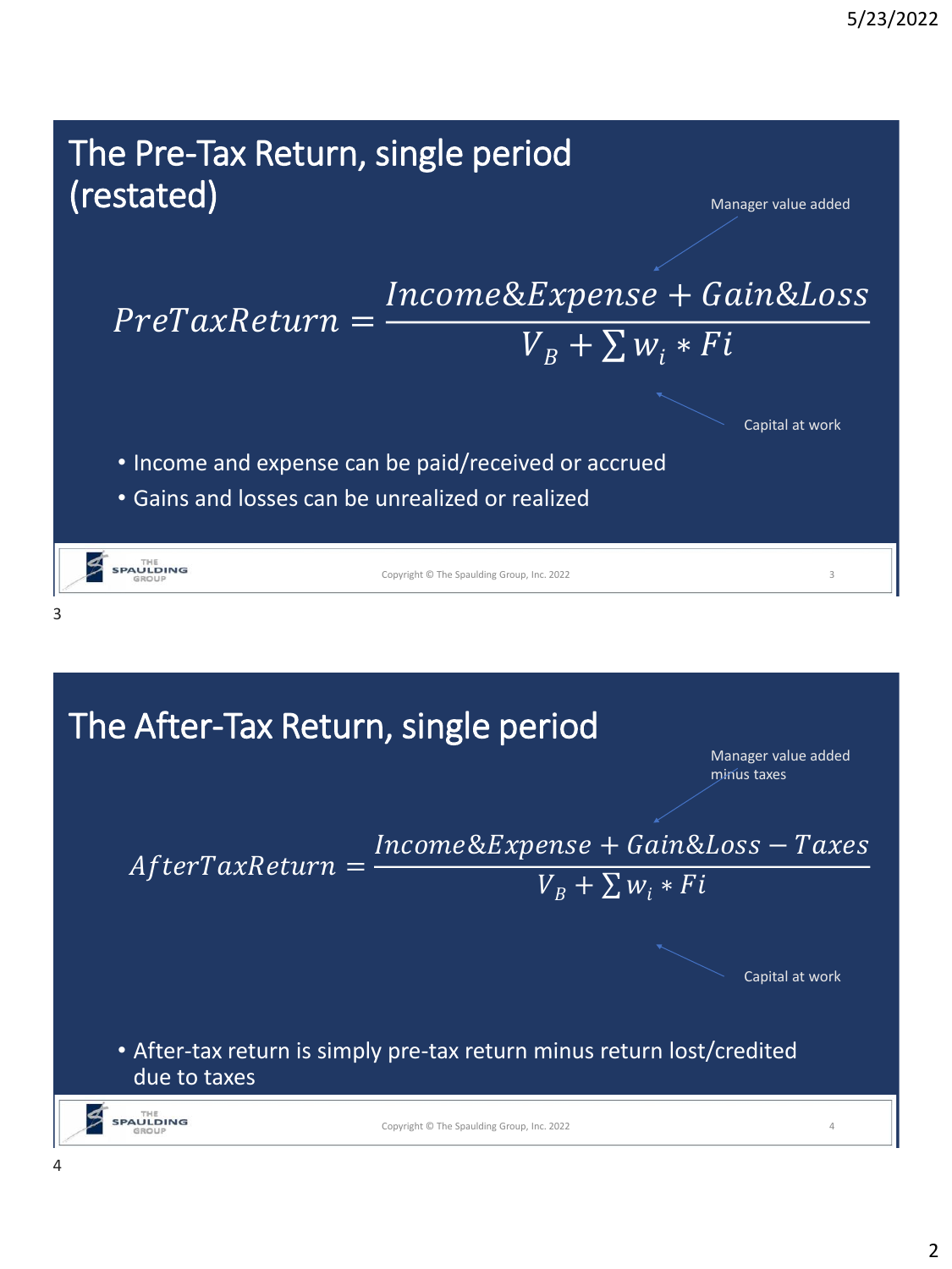## The Pre-Tax Return, single period (restated)

Manager value added

$$PreTaxReturn = \frac{Income\&Expense + Gain\&Loss}{V_B + \sum w_i * Fi}$$

Capital at work

- Income and expense can be paid/received or accrued
- Gains and losses can be unrealized or realized

Copyright © The Spaulding Group, Inc. 2022

## The After-Tax Return, single period

Manager value added minus taxes

$$AfterTaxReturn = \frac{Income\&Expense + Gain\&Loss - Taxes}{V_B + \sum w_i * Fi}$$

Capital at work

- After-tax return is simply pre-tax return minus return lost/credited due to taxes

Copyright © The Spaulding Group, Inc. 2022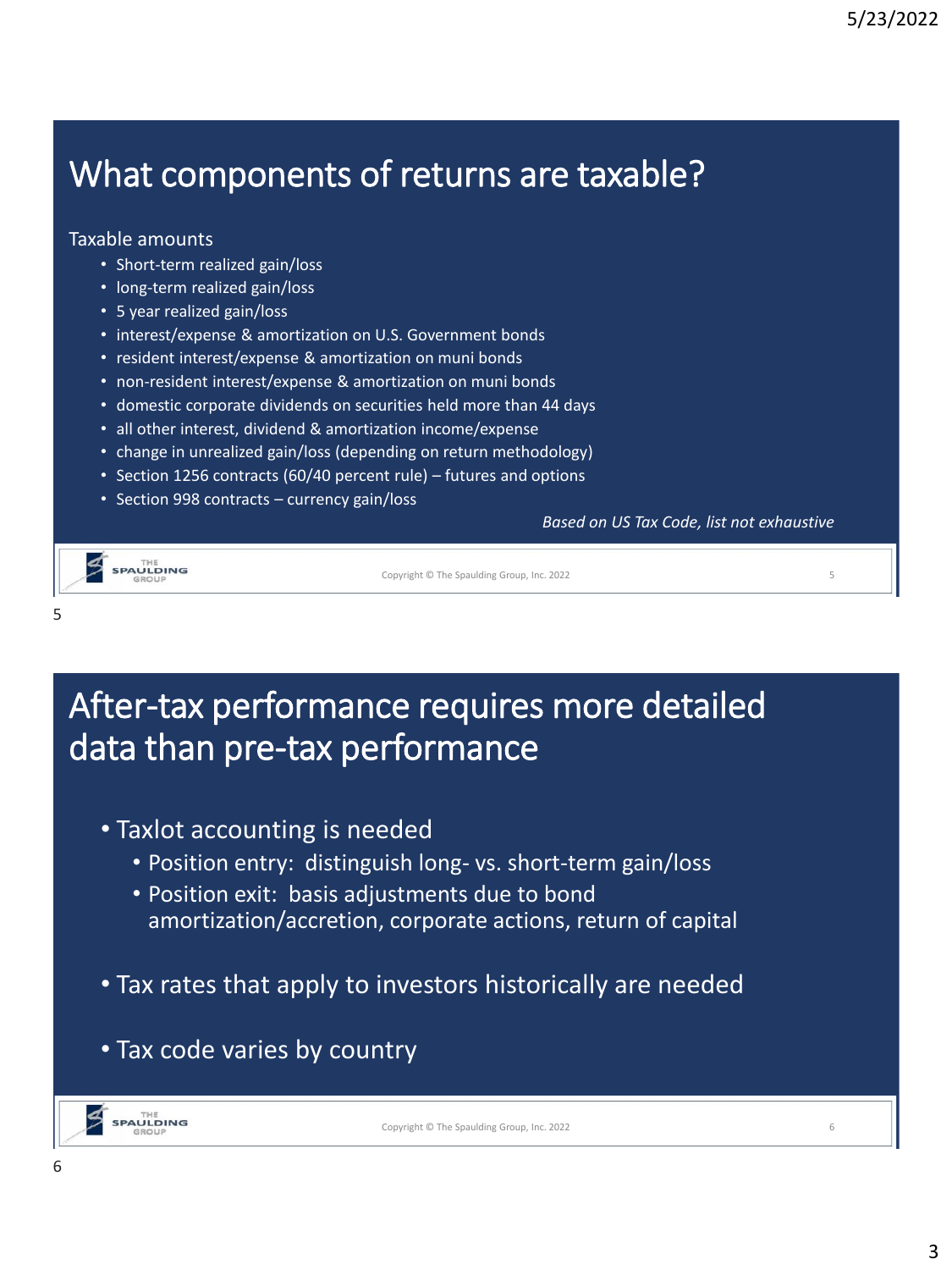## What components of returns are taxable?

Taxable amounts

- Short-term realized gain/loss
- long-term realized gain/loss
- 5 year realized gain/loss
- interest/expense & amortization on U.S. Government bonds
- resident interest/expense & amortization on muni bonds
- non-resident interest/expense & amortization on muni bonds
- domestic corporate dividends on securities held more than 44 days
- all other interest, dividend & amortization income/expense
- change in unrealized gain/loss (depending on return methodology)
- Section 1256 contracts (60/40 percent rule) – futures and options
- Section 998 contracts – currency gain/loss

*Based on US Tax Code, list not exhaustive*

## After-tax performance requires more detailed data than pre-tax performance

- Taxlot accounting is needed
  - Position entry: distinguish long- vs. short-term gain/loss
  - Position exit: basis adjustments due to bond amortization/accretion, corporate actions, return of capital
- Tax rates that apply to investors historically are needed
- Tax code varies by country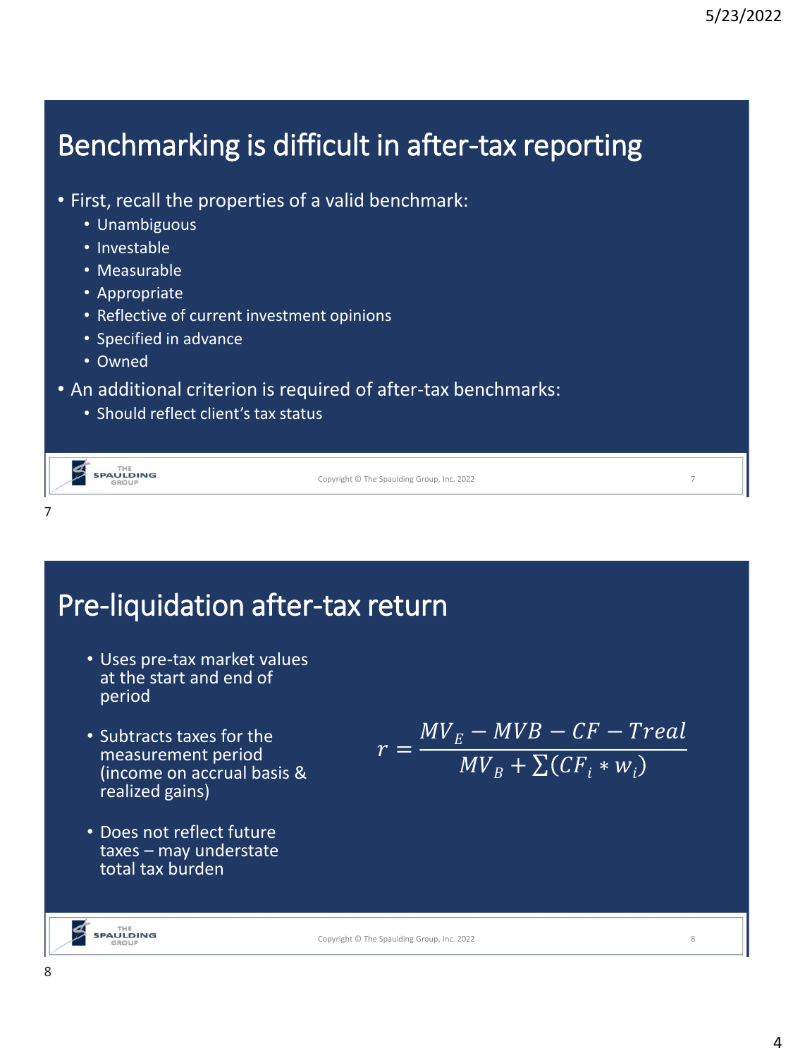# Benchmarking is difficult in after-tax reporting

- First, recall the properties of a valid benchmark:
  - Unambiguous
  - Investable
  - Measurable
  - Appropriate
  - Reflective of current investment opinions
  - Specified in advance
  - Owned
- An additional criterion is required of after-tax benchmarks:
  - Should reflect client's tax status

# Pre-liquidation after-tax return

- Uses pre-tax market values at the start and end of period
- Subtracts taxes for the measurement period (income on accrual basis & realized gains)
- Does not reflect future taxes – may understate total tax burden

$$r = \frac{MV_E - MVB - CF - Treal}{MV_B + \sum(CF_i * w_i)}$$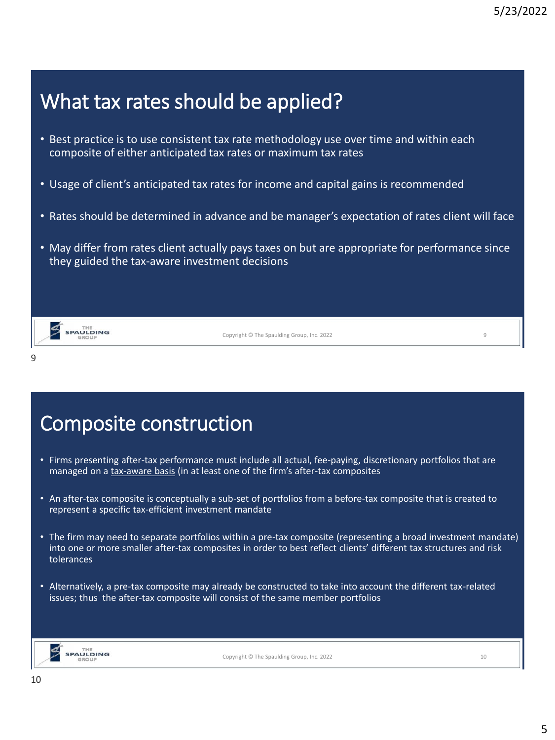## What tax rates should be applied?

- Best practice is to use consistent tax rate methodology use over time and within each composite of either anticipated tax rates or maximum tax rates
- Usage of client's anticipated tax rates for income and capital gains is recommended
- Rates should be determined in advance and be manager's expectation of rates client will face
- May differ from rates client actually pays taxes on but are appropriate for performance since they guided the tax-aware investment decisions

## Composite construction

- Firms presenting after-tax performance must include all actual, fee-paying, discretionary portfolios that are managed on a tax-aware basis (in at least one of the firm's after-tax composites
- An after-tax composite is conceptually a sub-set of portfolios from a before-tax composite that is created to represent a specific tax-efficient investment mandate
- The firm may need to separate portfolios within a pre-tax composite (representing a broad investment mandate) into one or more smaller after-tax composites in order to best reflect clients' different tax structures and risk tolerances
- Alternatively, a pre-tax composite may already be constructed to take into account the different tax-related issues; thus the after-tax composite will consist of the same member portfolios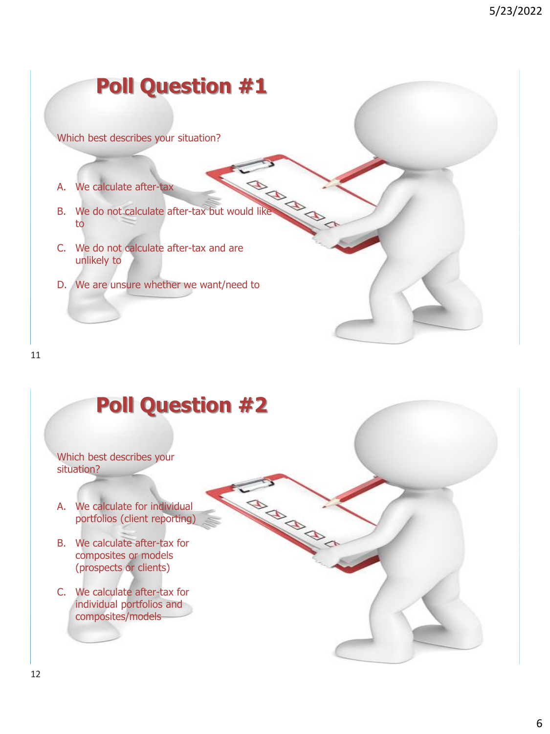# Poll Question #1

Which best describes your situation?

A. We calculate after-tax

B. We do not calculate after-tax but would like to

C. We do not calculate after-tax and are unlikely to

D. We are unsure whether we want/need to

# Poll Question #2

Which best describes your situation?

A. We calculate for individual portfolios (client reporting)

B. We calculate after-tax for composites or models (prospects or clients)

C. We calculate after-tax for individual portfolios and composites/models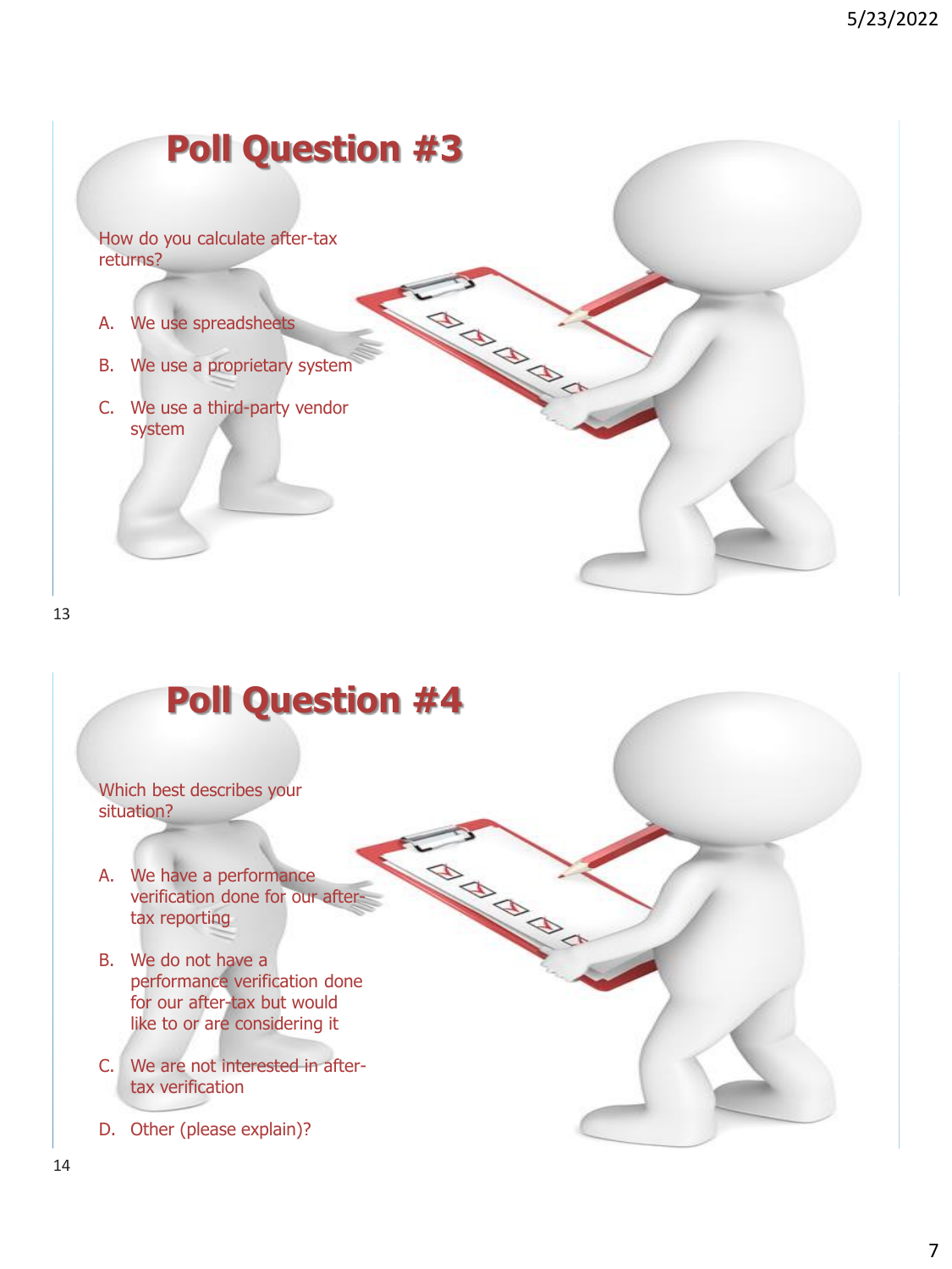## Poll Question #3

How do you calculate after-tax returns?

A. We use spreadsheets
B. We use a proprietary system
C. We use a third-party vendor system

## Poll Question #4

Which best describes your situation?

A. We have a performance verification done for our after-tax reporting
B. We do not have a performance verification done for our after-tax but would like to or are considering it
C. We are not interested in after-tax verification
D. Other (please explain)?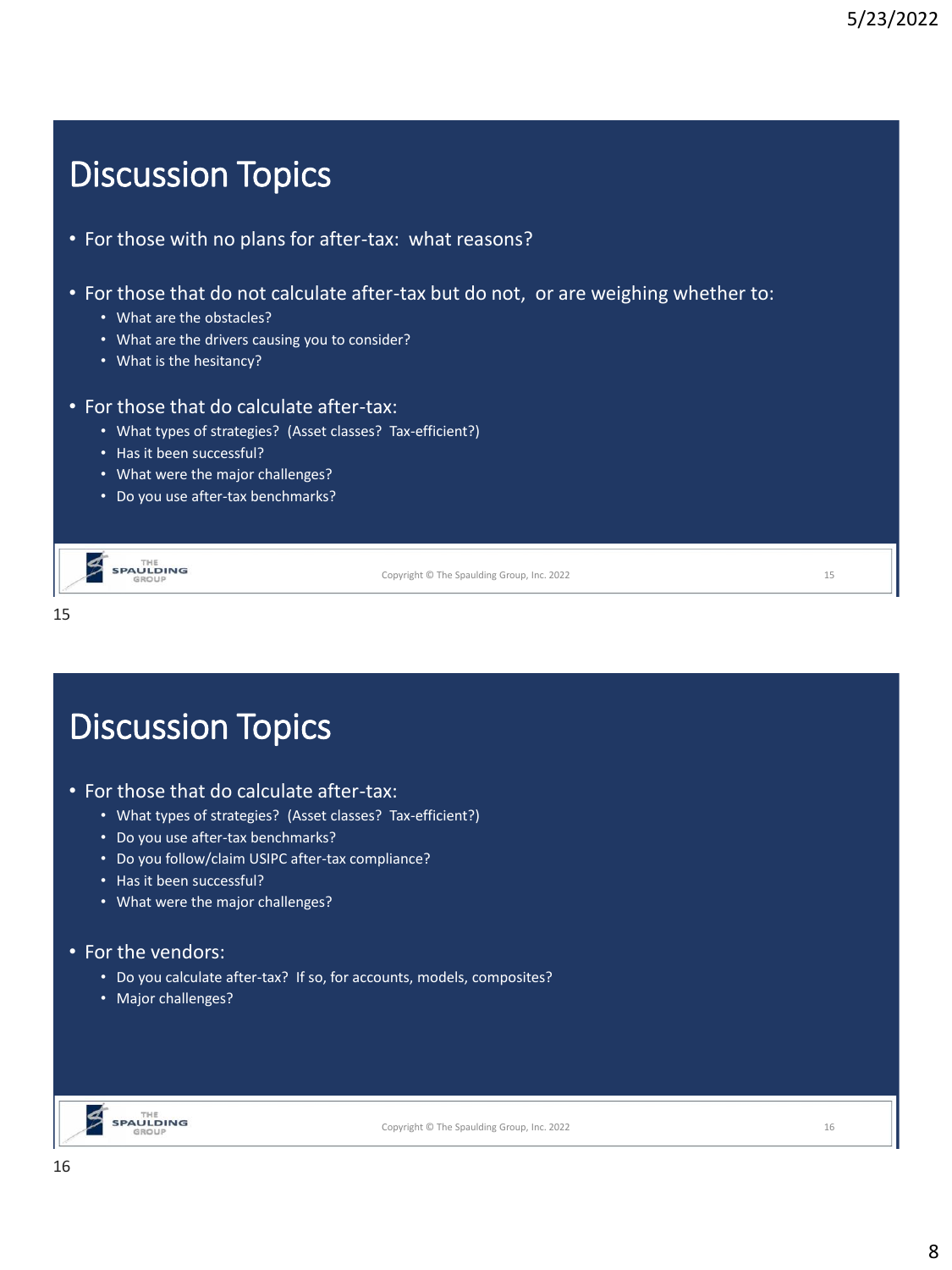# Discussion Topics

- For those with no plans for after-tax: what reasons?
- For those that do not calculate after-tax but do not, or are weighing whether to:
  - What are the obstacles?
  - What are the drivers causing you to consider?
  - What is the hesitancy?
- For those that do calculate after-tax:
  - What types of strategies? (Asset classes? Tax-efficient?)
  - Has it been successful?
  - What were the major challenges?
  - Do you use after-tax benchmarks?

Copyright © The Spaulding Group, Inc. 2022

# Discussion Topics

- For those that do calculate after-tax:
  - What types of strategies? (Asset classes? Tax-efficient?)
  - Do you use after-tax benchmarks?
  - Do you follow/claim USIPC after-tax compliance?
  - Has it been successful?
  - What were the major challenges?
- For the vendors:
  - Do you calculate after-tax? If so, for accounts, models, composites?
  - Major challenges?

Copyright © The Spaulding Group, Inc. 2022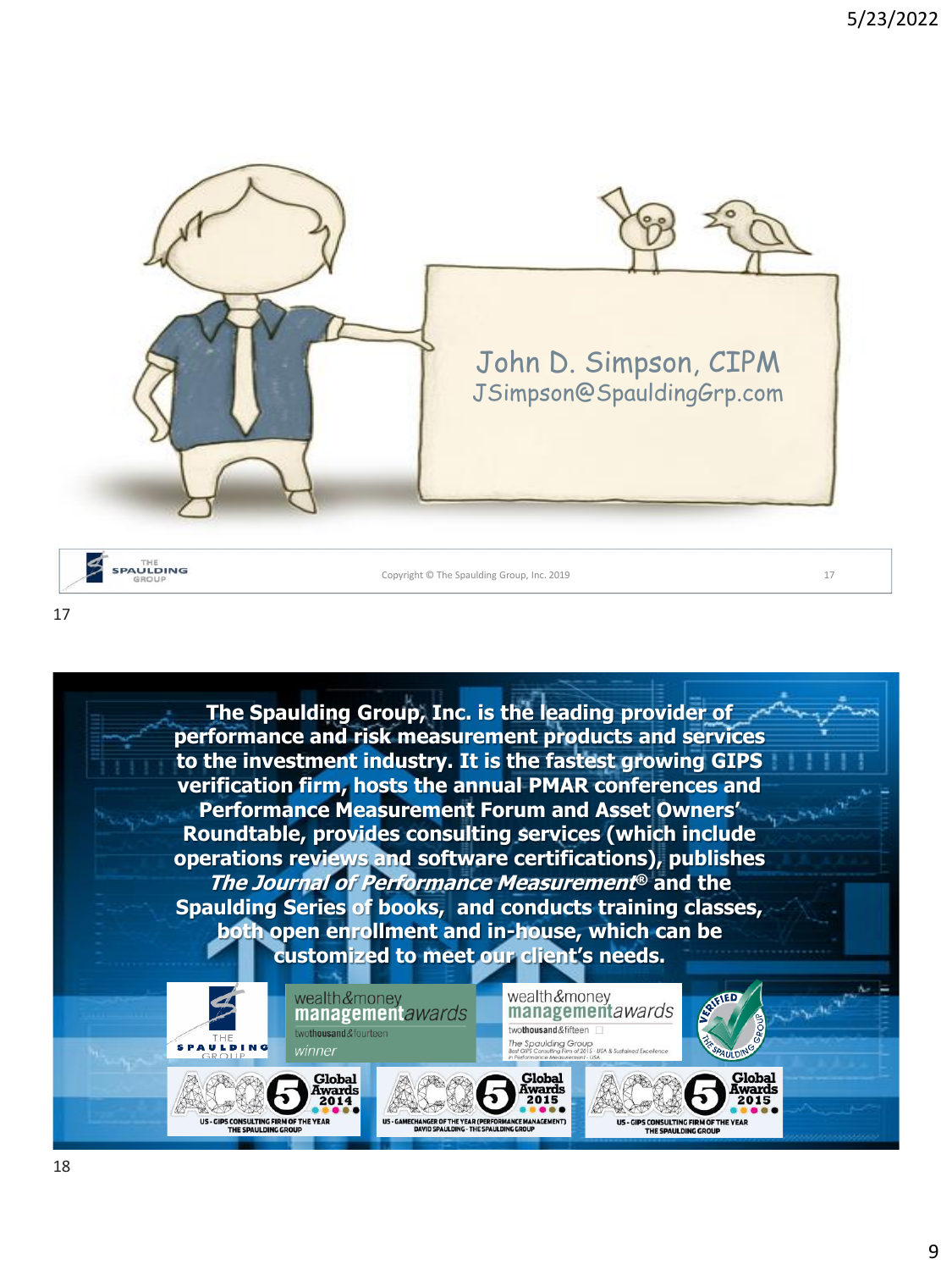John D. Simpson, CIPM
JSimpson@SpauldingGrp.com

Copyright © The Spaulding Group, Inc. 2019

**The Spaulding Group, Inc. is the leading provider of performance and risk measurement products and services to the investment industry. It is the fastest growing GIPS verification firm, hosts the annual PMAR conferences and Performance Measurement Forum and Asset Owners' Roundtable, provides consulting services (which include operations reviews and software certifications), publishes *The Journal of Performance Measurement®* and the Spaulding Series of books, and conducts training classes, both open enrollment and in-house, which can be customized to meet our client's needs.**

wealth&money management awards twothousand&fourteen winner

wealth&money management awards twothousand&fifteen The Spaulding Group Best GIPS Consulting Firm of 2015 - USA & Sustained Excellence in Performance Measurement - USA

ACQ5 Global Awards 2014 US - GIPS CONSULTING FIRM OF THE YEAR THE SPAULDING GROUP

ACQ5 Global Awards 2015 US - GAMECHANGER OF THE YEAR (PERFORMANCE MANAGEMENT) DAVID SPAULDING - THE SPAULDING GROUP

ACQ5 Global Awards 2015 US - GIPS CONSULTING FIRM OF THE YEAR THE SPAULDING GROUP